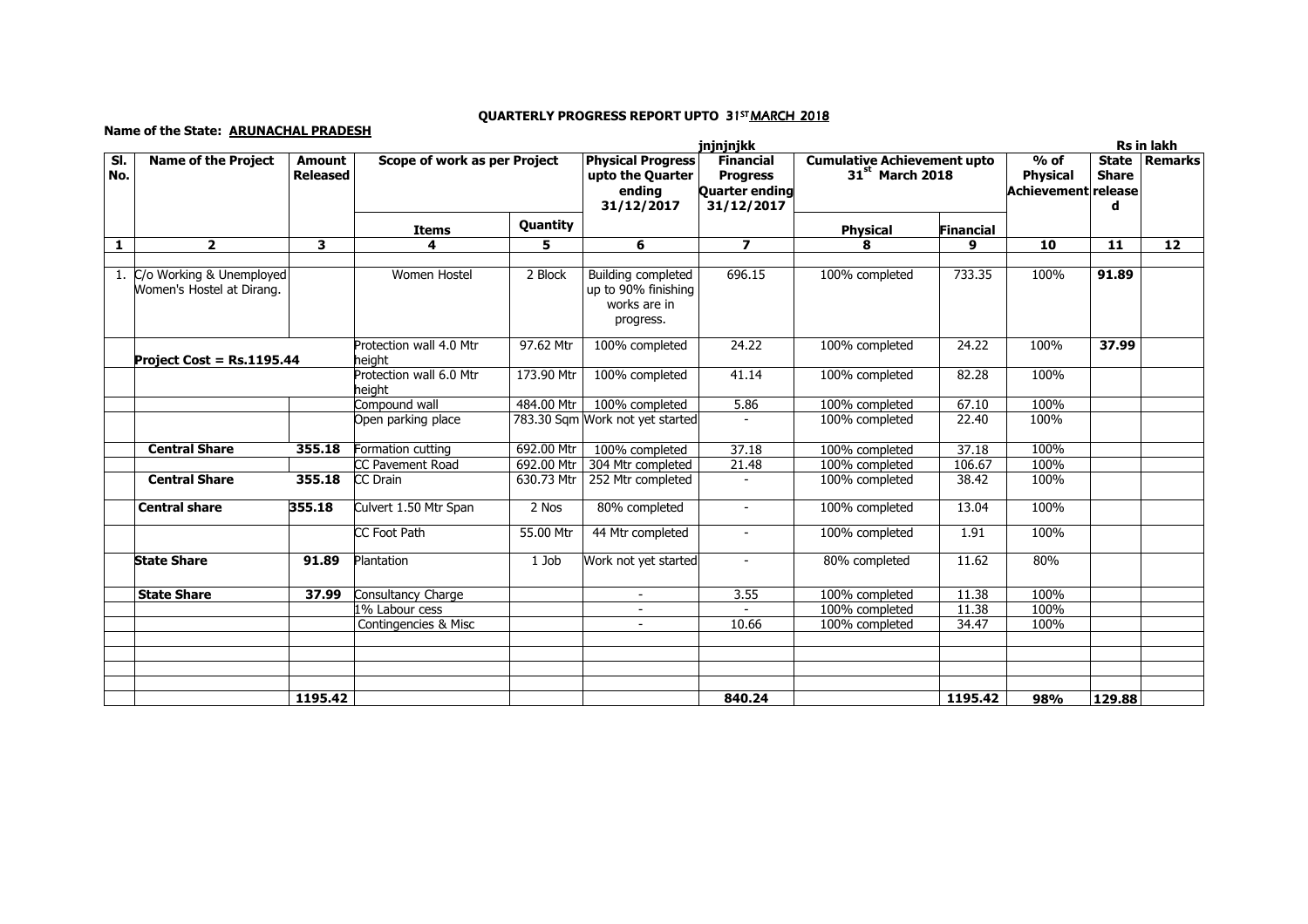**QUARTERLY PROGRESS REPORT UPTO 31ST MARCH 2018**

**Name of the State: ARUNACHAL PRADESH**

jnjnjnjkk

Rs in lakh

| Sl. No. | Name of the Project | Amount Released | Scope of work as per Project | | Physical Progress upto the Quarter ending 31/12/2017 | Financial Progress Quarter ending 31/12/2017 | Cumulative Achievement upto 31st March 2018 | | % of Physical Achievement | State Share released | Remarks |
|---|---|---|---|---|---|---|---|---|---|---|---|
| | | | Items | Quantity | | | Physical | Financial | | | |
| 1 | 2 | 3 | 4 | 5 | 6 | 7 | 8 | 9 | 10 | 11 | 12 |
| 1. | C/o Working & Unemployed Women's Hostel at Dirang. | | Women Hostel | 2 Block | Building completed up to 90% finishing works are in progress. | 696.15 | 100% completed | 733.35 | 100% | 91.89 | |
| | Project Cost = Rs.1195.44 | | Protection wall 4.0 Mtr height | 97.62 Mtr | 100% completed | 24.22 | 100% completed | 24.22 | 100% | 37.99 | |
| | | | Protection wall 6.0 Mtr height | 173.90 Mtr | 100% completed | 41.14 | 100% completed | 82.28 | 100% | | |
| | | | Compound wall | 484.00 Mtr | 100% completed | 5.86 | 100% completed | 67.10 | 100% | | |
| | | | Open parking place | 783.30 Sqm | Work not yet started | - | 100% completed | 22.40 | 100% | | |
| | **Central Share** | **355.18** | Formation cutting | 692.00 Mtr | 100% completed | 37.18 | 100% completed | 37.18 | 100% | | |
| | | | CC Pavement Road | 692.00 Mtr | 304 Mtr completed | 21.48 | 100% completed | 106.67 | 100% | | |
| | **Central Share** | **355.18** | CC Drain | 630.73 Mtr | 252 Mtr completed | - | 100% completed | 38.42 | 100% | | |
| | **Central share** | **355.18** | Culvert 1.50 Mtr Span | 2 Nos | 80% completed | - | 100% completed | 13.04 | 100% | | |
| | | | CC Foot Path | 55.00 Mtr | 44 Mtr completed | - | 100% completed | 1.91 | 100% | | |
| | **State Share** | **91.89** | Plantation | 1 Job | Work not yet started | - | 80% completed | 11.62 | 80% | | |
| | **State Share** | **37.99** | Consultancy Charge | | - | 3.55 | 100% completed | 11.38 | 100% | | |
| | | | 1% Labour cess | | - | - | 100% completed | 11.38 | 100% | | |
| | | | Contingencies & Misc | | - | 10.66 | 100% completed | 34.47 | 100% | | |
| | | | | | | | | | | | |
| | | | | | | | | | | | |
| | | | | | | | | | | | |
| | | **1195.42** | | | | **840.24** | | **1195.42** | **98%** | **129.88** | |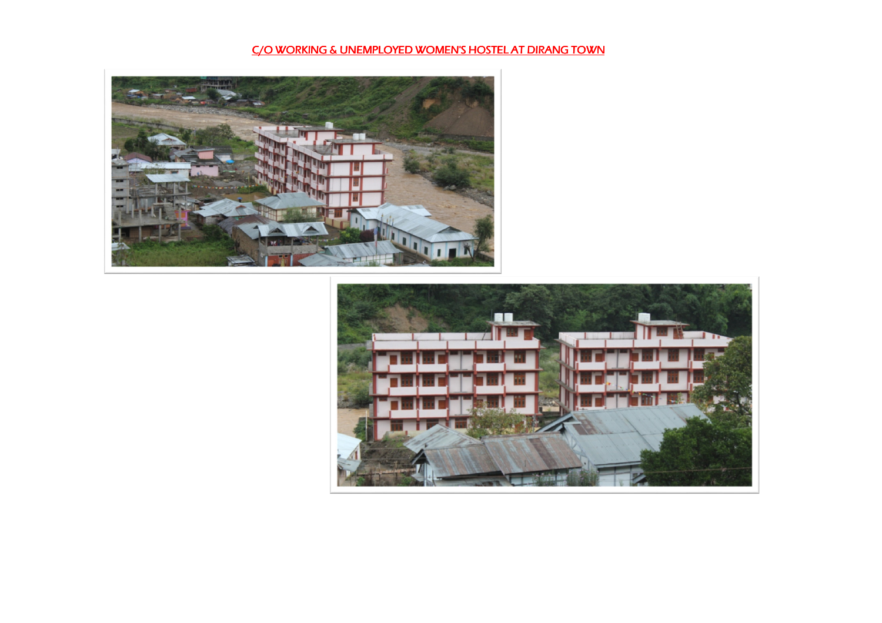C/O WORKING & UNEMPLOYED WOMEN'S HOSTEL AT DIRANG TOWN